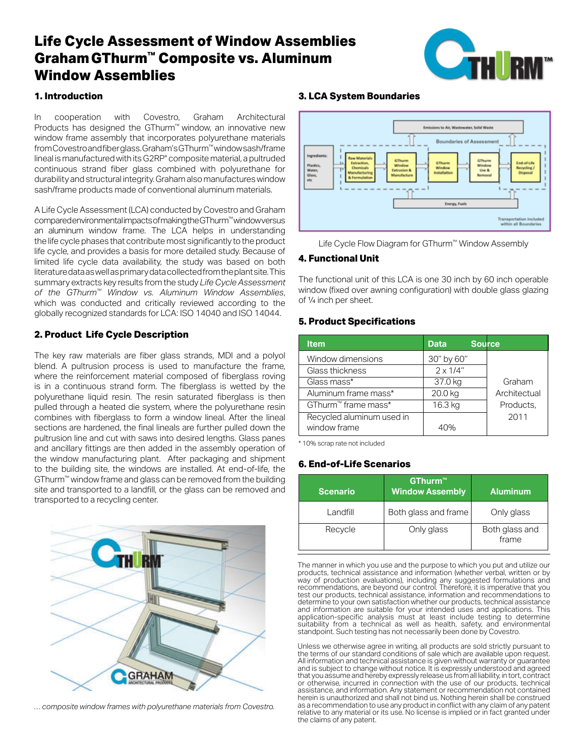# Life Cycle Assessment of Window Assemblies Graham GThurm™ Composite vs. Aluminum Window Assemblies

## 1. Introduction

In cooperation with Covestro, Graham Architectural Products has designed the GThurm™ window, an innovative new window frame assembly that incorporates polyurethane materials from Covestro and fiberglass. Graham's GThurm™ window sash/frame lineal is manufactured with its G2RP® composite material, a pultruded continuous strand fiber glass combined with polyurethane for durability and structural integrity. Graham also manufactures window sash/frame products made of conventional aluminum materials.

A Life Cycle Assessment (LCA) conducted by Covestro and Graham compared environmental impacts of making the GThurm™ window versus an aluminum window frame. The LCA helps in understanding the life cycle phases that contribute most significantly to the product life cycle, and provides a basis for more detailed study. Because of limited life cycle data availability, the study was based on both literature data as well as primary data collected from the plant site. This summary extracts key results from the study *Life Cycle Assessment of the GThurm™ Window vs. Aluminum Window Assemblies*, which was conducted and critically reviewed according to the globally recognized standards for LCA: ISO 14040 and ISO 14044.

## 2. Product Life Cycle Description

The key raw materials are fiber glass strands, MDI and a polyol blend. A pultrusion process is used to manufacture the frame, where the reinforcement material composed of fiberglass roving is in a continuous strand form. The fiberglass is wetted by the polyurethane liquid resin. The resin saturated fiberglass is then pulled through a heated die system, where the polyurethane resin combines with fiberglass to form a window lineal. After the lineal sections are hardened, the final lineals are further pulled down the pultrusion line and cut with saws into desired lengths. Glass panes and ancillary fittings are then added in the assembly operation of the window manufacturing plant. After packaging and shipment to the building site, the windows are installed. At end-of-life, the GThurm™ window frame and glass can be removed from the building site and transported to a landfill, or the glass can be removed and transported to a recycling center.

*... composite window frames with polyurethane materials from Covestro.*

## 3. LCA System Boundaries

Emissions to Air, Wastewater, Solid Waste

Boundaries of Assessment

Ingredients: Plastics, Water, Glass, etc → Raw Materials Extraction, Chemicals Manufacturing & Formulation → GThurm Window Extrusion & Manufacture → GThurm Window Installation → GThurm Window Use & Removal → End-of-Life Recycling / Disposal

Energy, Fuels

Transportation included within all Boundaries

Life Cycle Flow Diagram for GThurm™ Window Assembly

## 4. Functional Unit

The functional unit of this LCA is one 30 inch by 60 inch operable window (fixed over awning configuration) with double glass glazing of ¼ inch per sheet.

## 5. Product Specifications

| Item | Data | Source |
|---|---|---|
| Window dimensions | 30" by 60" | Graham Architectural Products, 2011 |
| Glass thickness | 2 x 1/4" | |
| Glass mass* | 37.0 kg | |
| Aluminum frame mass* | 20.0 kg | |
| GThurm™ frame mass* | 16.3 kg | |
| Recycled aluminum used in window frame | 40% | |

\* 10% scrap rate not included

## 6. End-of-Life Scenarios

| Scenario | GThurm™ Window Assembly | Aluminum |
|---|---|---|
| Landfill | Both glass and frame | Only glass |
| Recycle | Only glass | Both glass and frame |

The manner in which you use and the purpose to which you put and utilize our products, technical assistance and information (whether verbal, written or by way of production evaluations), including any suggested formulations and recommendations, are beyond our control. Therefore, it is imperative that you test our products, technical assistance, information and recommendations to determine to your own satisfaction whether our products, technical assistance and information are suitable for your intended uses and applications. This application-specific analysis must at least include testing to determine suitability from a technical as well as health, safety, and environmental standpoint. Such testing has not necessarily been done by Covestro.

Unless we otherwise agree in writing, all products are sold strictly pursuant to the terms of our standard conditions of sale which are available upon request. All information and technical assistance is given without warranty or guarantee and is subject to change without notice. It is expressly understood and agreed that you assume and hereby expressly release us from all liability, in tort, contract or otherwise, incurred in connection with the use of our products, technical assistance, and information. Any statement or recommendation not contained herein is unauthorized and shall not bind us. Nothing herein shall be construed as a recommendation to use any product in conflict with any claim of any patent relative to any material or its use. No license is implied or in fact granted under the claims of any patent.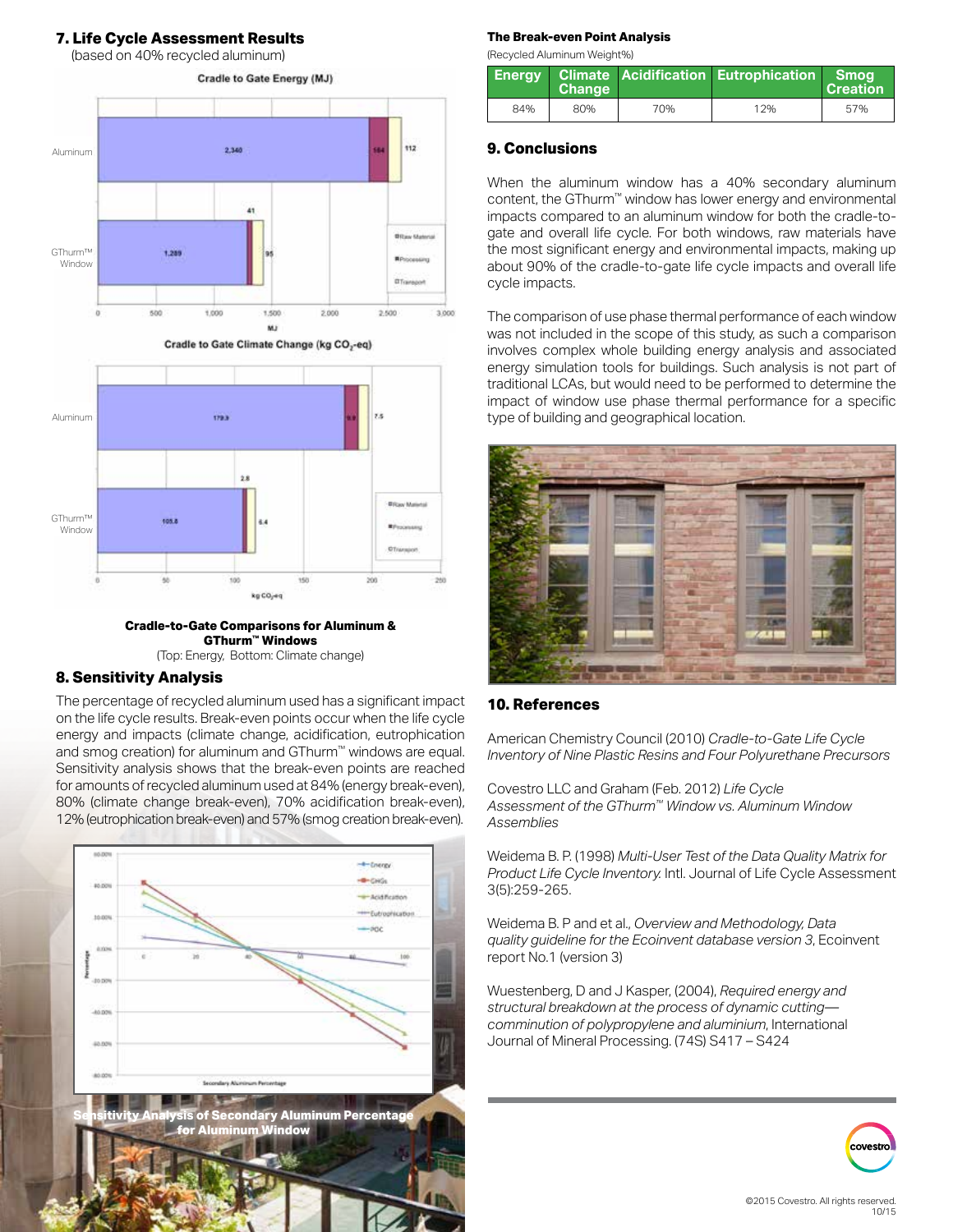## 7. Life Cycle Assessment Results

(based on 40% recycled aluminum)

Cradle to Gate Energy (MJ)

Aluminum
2,340
164
112

GThurm™ Window
1,289
41
95

Raw Material
Processing
Transport

0
500
1,000
1,500
2,000
2,500
3,000
MJ

Cradle to Gate Climate Change (kg $CO_2$-eq)

Aluminum
179.9
9.9
7.5

GThurm™ Window
105.8
2.8
6.4

Raw Material
Processing
Transport

0
50
100
150
200
250
kg $CO_2$-eq

**Cradle-to-Gate Comparisons for Aluminum & GThurm™ Windows**
(Top: Energy, Bottom: Climate change)

## 8. Sensitivity Analysis

The percentage of recycled aluminum used has a significant impact on the life cycle results. Break-even points occur when the life cycle energy and impacts (climate change, acidification, eutrophication and smog creation) for aluminum and GThurm™ windows are equal. Sensitivity analysis shows that the break-even points are reached for amounts of recycled aluminum used at 84% (energy break-even), 80% (climate change break-even), 70% acidification break-even), 12% (eutrophication break-even) and 57% (smog creation break-even).

60.00%
40.00%
20.00%
0.00%
-20.00%
-40.00%
-60.00%
-80.00%
Percentage
0
20
40
60
80
100
Secondary Aluminum Percentage
Energy
GHGs
Acidification
Eutrophication
POC

**Sensitivity Analysis of Secondary Aluminum Percentage for Aluminum Window**

### The Break-even Point Analysis

(Recycled Aluminum Weight%)

| Energy | Climate Change | Acidification | Eutrophication | Smog Creation |
|---|---|---|---|---|
| 84% | 80% | 70% | 12% | 57% |

## 9. Conclusions

When the aluminum window has a 40% secondary aluminum content, the GThurm™ window has lower energy and environmental impacts compared to an aluminum window for both the cradle-to-gate and overall life cycle. For both windows, raw materials have the most significant energy and environmental impacts, making up about 90% of the cradle-to-gate life cycle impacts and overall life cycle impacts.

The comparison of use phase thermal performance of each window was not included in the scope of this study, as such a comparison involves complex whole building energy analysis and associated energy simulation tools for buildings. Such analysis is not part of traditional LCAs, but would need to be performed to determine the impact of window use phase thermal performance for a specific type of building and geographical location.

## 10. References

American Chemistry Council (2010) *Cradle-to-Gate Life Cycle Inventory of Nine Plastic Resins and Four Polyurethane Precursors*

Covestro LLC and Graham (Feb. 2012) *Life Cycle Assessment of the GThurm™ Window vs. Aluminum Window Assemblies*

Weidema B. P. (1998) *Multi-User Test of the Data Quality Matrix for Product Life Cycle Inventory.* Intl. Journal of Life Cycle Assessment 3(5):259-265.

Weidema B. P and et al., *Overview and Methodology, Data quality guideline for the Ecoinvent database version 3*, Ecoinvent report No.1 (version 3)

Wuestenberg, D and J Kasper, (2004), *Required energy and structural breakdown at the process of dynamic cutting—comminution of polypropylene and aluminium*, International Journal of Mineral Processing. (74S) S417 – S424

covestro

©2015 Covestro. All rights reserved.
10/15